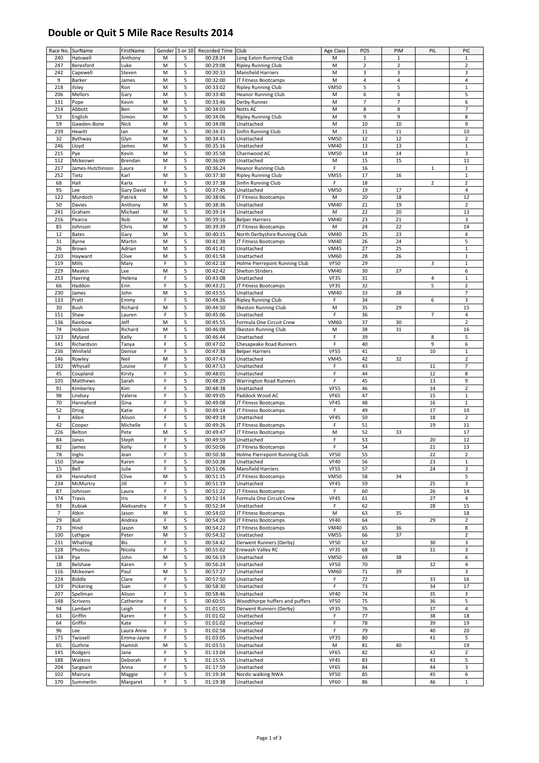# Double or Quit 5 Mile Race Results 2014

| Race No. | SurName | FirstName | Gender | 5 or 10 | Recorded Time | Club | Age Class | POS | PIM | PIL | PIC |
|---|---|---|---|---|---|---|---|---|---|---|---|
| 240 | Hatswell | Anthony | M | 5 | 00:28:24 | Long Eaton Running Club | M | 1 | 1 | | 1 |
| 247 | Beresford | Luke | M | 5 | 00:29:08 | Ripley Running Club | M | 2 | 2 | | 2 |
| 242 | Capewell | Steven | M | 5 | 00:30:33 | Mansfield Harriers | M | 3 | 3 | | 3 |
| 9 | Barker | James | M | 5 | 00:32:00 | JT Fitness Bootcamps | M | 4 | 4 | | 4 |
| 218 | Ilsley | Ron | M | 5 | 00:33:02 | Ripley Running Club | VM50 | 5 | 5 | | 1 |
| 206 | Mellors | Gary | M | 5 | 00:33:40 | Heanor Running Club | M | 6 | 6 | | 5 |
| 131 | Pope | Kevin | M | 5 | 00:33:46 | Derby Runner | M | 7 | 7 | | 6 |
| 214 | Abbott | Ben | M | 5 | 00:34:03 | Notts AC | M | 8 | 8 | | 7 |
| 53 | English | Simon | M | 5 | 00:34:06 | Ripley Running Club | M | 9 | 9 | | 8 |
| 59 | Gawden-Bone | Nick | M | 5 | 00:34:08 | Unattached | M | 10 | 10 | | 9 |
| 239 | Hewitt | Ian | M | 5 | 00:34:33 | Sinfin Running Club | M | 11 | 11 | | 10 |
| 32 | Bythway | Glyn | M | 5 | 00:34:41 | Unattached | VM50 | 12 | 12 | | 2 |
| 246 | Lloyd | James | M | 5 | 00:35:16 | Unattached | VM40 | 13 | 13 | | 1 |
| 215 | Pye | Kevin | M | 5 | 00:35:58 | Charnwood AC | VM50 | 14 | 14 | | 3 |
| 112 | Mckeown | Brendan | M | 5 | 00:36:09 | Unattached | M | 15 | 15 | | 11 |
| 217 | James-Hutchinson | Laura | F | 5 | 00:36:24 | Heanor Running Club | F | 16 | | 1 | 1 |
| 252 | Tietz | Karl | M | 5 | 00:37:30 | Ripley Running Club | VM55 | 17 | 16 | | 1 |
| 68 | Hall | Karla | F | 5 | 00:37:38 | Sinfin Running Club | F | 18 | | 2 | 2 |
| 95 | Lee | Gary David | M | 5 | 00:37:45 | Unattached | VM50 | 19 | 17 | | 4 |
| 122 | Murdoch | Patrick | M | 5 | 00:38:06 | JT Fitness Bootcamps | M | 20 | 18 | | 12 |
| 50 | Davies | Anthony | M | 5 | 00:38:36 | Unattached | VM40 | 21 | 19 | | 2 |
| 241 | Graham | Michael | M | 5 | 00:39:14 | Unattached | M | 22 | 20 | | 13 |
| 216 | Pearce | Rob | M | 5 | 00:39:16 | Belper Harriers | VM40 | 23 | 21 | | 3 |
| 85 | Johnson | Chris | M | 5 | 00:39:39 | JT Fitness Bootcamps | M | 24 | 22 | | 14 |
| 12 | Bates | Gary | M | 5 | 00:40:15 | North Derbyshire Running Club | VM40 | 25 | 23 | | 4 |
| 31 | Byrne | Martin | M | 5 | 00:41:38 | JT Fitness Bootcamps | VM40 | 26 | 24 | | 5 |
| 26 | Brown | Adrian | M | 5 | 00:41:41 | Unattached | VM45 | 27 | 25 | | 1 |
| 210 | Hayward | Clive | M | 5 | 00:41:58 | Unattached | VM60 | 28 | 26 | | 1 |
| 119 | Mills | Mary | F | 5 | 00:42:18 | Holme Pierrepont Running Club | VF50 | 29 | | 3 | 1 |
| 229 | Meakin | Lee | M | 5 | 00:42:42 | Shelton Striders | VM40 | 30 | 27 | | 6 |
| 253 | Haering | Helena | F | 5 | 00:43:08 | Unattached | VF35 | 31 | | 4 | 1 |
| 66 | Haddon | Erin | F | 5 | 00:43:21 | JT Fitness Bootcamps | VF35 | 32 | | 5 | 2 |
| 230 | James | John | M | 5 | 00:43:55 | Unattached | VM40 | 33 | 28 | | 7 |
| 133 | Pratt | Emmy | F | 5 | 00:44:26 | Ripley Running Club | F | 34 | | 6 | 3 |
| 30 | Bush | Richard | M | 5 | 00:44:50 | Ilkeston Running Club | M | 35 | 29 | | 15 |
| 151 | Shaw | Lauren | F | 5 | 00:45:06 | Unattached | F | 36 | | 7 | 4 |
| 136 | Rainbow | Jeff | M | 5 | 00:45:55 | Formula One Circuit Crew | VM60 | 37 | 30 | | 2 |
| 74 | Hobson | Richard | M | 5 | 00:46:08 | Ilkeston Running Club | M | 38 | 31 | | 16 |
| 123 | Myland | Kelly | F | 5 | 00:46:44 | Unattached | F | 39 | | 8 | 5 |
| 141 | Richardson | Tanya | F | 5 | 00:47:02 | Chesapeake Road Runners | F | 40 | | 9 | 6 |
| 236 | Winfield | Denise | F | 5 | 00:47:38 | Belper Harriers | VF55 | 41 | | 10 | 1 |
| 146 | Rowley | Neil | M | 5 | 00:47:43 | Unattached | VM45 | 42 | 32 | | 2 |
| 192 | Whysall | Louise | F | 5 | 00:47:53 | Unattached | F | 43 | | 11 | 7 |
| 45 | Coupland | Kirsty | F | 5 | 00:48:01 | Unattached | F | 44 | | 12 | 8 |
| 105 | Matthews | Sarah | F | 5 | 00:48:29 | Warrington Road Runners | F | 45 | | 13 | 9 |
| 91 | Kimberley | Kim | F | 5 | 00:48:38 | Unattached | VF55 | 46 | | 14 | 2 |
| 98 | Lindsey | Valerie | F | 5 | 00:49:05 | Paddock Wood AC | VF65 | 47 | | 15 | 1 |
| 70 | Hannaford | Gina | F | 5 | 00:49:08 | JT Fitness Bootcamps | VF45 | 48 | | 16 | 1 |
| 52 | Dring | Katie | F | 5 | 00:49:14 | JT Fitness Bootcamps | F | 49 | | 17 | 10 |
| 3 | Allen | Alison | F | 5 | 00:49:18 | Unattached | VF45 | 50 | | 18 | 2 |
| 42 | Cooper | Michelle | F | 5 | 00:49:26 | JT Fitness Bootcamps | F | 51 | | 19 | 11 |
| 226 | Belton | Pete | M | 5 | 00:49:47 | JT Fitness Bootcamps | M | 52 | 33 | | 17 |
| 84 | Janes | Steph | F | 5 | 00:49:59 | Unattached | F | 53 | | 20 | 12 |
| 82 | James | Kelly | F | 5 | 00:50:06 | JT Fitness Bootcamps | F | 54 | | 21 | 13 |
| 78 | Inglis | Jean | F | 5 | 00:50:38 | Holme Pierrepont Running Club | VF50 | 55 | | 22 | 2 |
| 150 | Shaw | Karen | F | 5 | 00:50:38 | Unattached | VF40 | 56 | | 23 | 1 |
| 15 | Bell | Julie | F | 5 | 00:51:06 | Mansfield Harriers | VF55 | 57 | | 24 | 3 |
| 69 | Hannaford | Clive | M | 5 | 00:51:15 | JT Fitness Bootcamps | VM50 | 58 | 34 | | 5 |
| 234 | McMurtry | Jill | F | 5 | 00:51:19 | Unattached | VF45 | 59 | | 25 | 3 |
| 87 | Johnson | Laura | F | 5 | 00:51:22 | JT Fitness Bootcamps | F | 60 | | 26 | 14 |
| 174 | Travis | Iris | F | 5 | 00:52:14 | Formula One Circuit Crew | VF45 | 61 | | 27 | 4 |
| 93 | Kubiak | Aleksandra | F | 5 | 00:52:34 | Unattached | F | 62 | | 28 | 15 |
| 7 | Atkin | Jason | M | 5 | 00:54:02 | JT Fitness Bootcamps | M | 63 | 35 | | 18 |
| 29 | Bull | Andrea | F | 5 | 00:54:20 | JT Fitness Bootcamps | VF40 | 64 | | 29 | 2 |
| 73 | Hind | Jason | M | 5 | 00:54:22 | JT Fitness Bootcamps | VM40 | 65 | 36 | | 8 |
| 100 | Lythgoe | Peter | M | 5 | 00:54:32 | Unattached | VM55 | 66 | 37 | | 2 |
| 231 | Whatling | Bis | F | 5 | 00:54:42 | Derwent Runners (Derby) | VF50 | 67 | | 30 | 3 |
| 128 | Photiou | Nicola | F | 5 | 00:55:02 | Erewash Valley RC | VF35 | 68 | | 31 | 3 |
| 134 | Pye | John | M | 5 | 00:56:19 | Unattached | VM50 | 69 | 38 | | 6 |
| 18 | Belshaw | Karen | F | 5 | 00:56:24 | Unattached | VF50 | 70 | | 32 | 4 |
| 116 | Mckeown | Paul | M | 5 | 00:57:27 | Unattached | VM60 | 71 | 39 | | 3 |
| 224 | Biddle | Clare | F | 5 | 00:57:50 | Unattached | F | 72 | | 33 | 16 |
| 129 | Pickering | Sian | F | 5 | 00:58:30 | Unattached | F | 73 | | 34 | 17 |
| 207 | Spellman | Alison | F | 5 | 00:58:46 | Unattached | VF40 | 74 | | 35 | 3 |
| 148 | Scrivens | Catherine | F | 5 | 00:60:55 | Woodthorpe huffers and puffers | VF50 | 75 | | 36 | 5 |
| 94 | Lambert | Leigh | F | 5 | 01:01:01 | Derwent Runners (Derby) | VF35 | 76 | | 37 | 4 |
| 63 | Griffin | Karen | F | 5 | 01:01:02 | Unattached | F | 77 | | 38 | 18 |
| 64 | Griffin | Kate | F | 5 | 01:01:02 | Unattached | F | 78 | | 39 | 19 |
| 96 | Lee | Laura Anne | F | 5 | 01:02:58 | Unattached | F | 79 | | 40 | 20 |
| 175 | Twissell | Emma-Jayne | F | 5 | 01:03:05 | Unattached | VF35 | 80 | | 41 | 5 |
| 65 | Guthrie | Hamish | M | 5 | 01:03:51 | Unattached | M | 81 | 40 | | 19 |
| 145 | Rodgers | Jane | F | 5 | 01:13:04 | Unattached | VF65 | 82 | | 42 | 2 |
| 188 | Watkins | Deborah | F | 5 | 01:15:55 | Unattached | VF45 | 83 | | 43 | 5 |
| 204 | Sargeant | Anna | F | 5 | 01:17:59 | Unattached | VF65 | 84 | | 44 | 3 |
| 102 | Mairura | Maggie | F | 5 | 01:19:34 | Nordic walking NWA | VF50 | 85 | | 45 | 6 |
| 170 | Summerlin | Margaret | F | 5 | 01:19:38 | Unattached | VF60 | 86 | | 46 | 1 |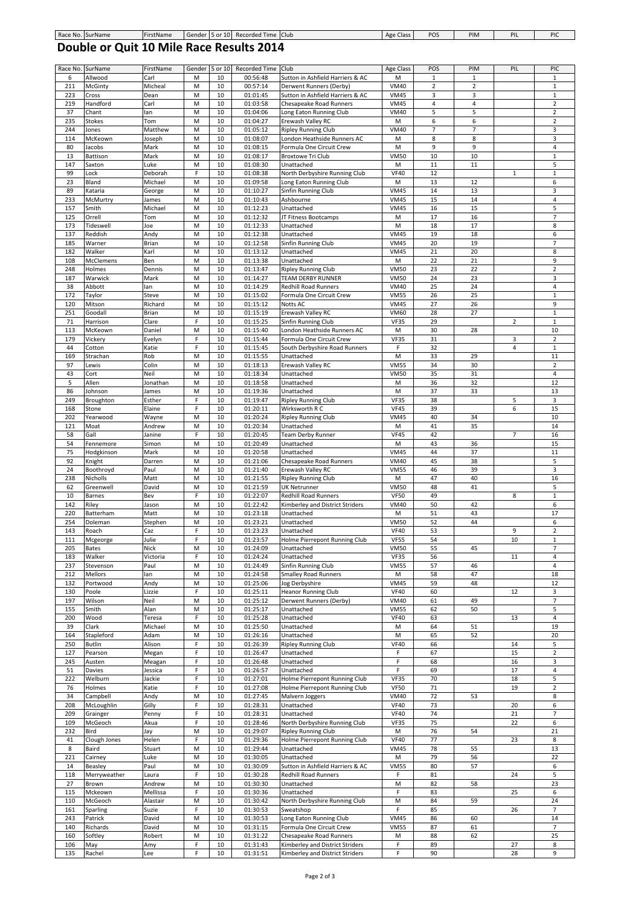# Double or Quit 10 Mile Race Results 2014

| Race No. | SurName | FirstName | Gender | 5 or 10 | Recorded Time | Club | Age Class | POS | PIM | PIL | PIC |
|---|---|---|---|---|---|---|---|---|---|---|---|
| 6 | Allwood | Carl | M | 10 | 00:56:48 | Sutton in Ashfield Harriers & AC | M | 1 | 1 | | 1 |
| 211 | McGinty | Micheal | M | 10 | 00:57:14 | Derwent Runners (Derby) | VM40 | 2 | 2 | | 1 |
| 223 | Cross | Dean | M | 10 | 01:01:45 | Sutton in Ashfield Harriers & AC | VM45 | 3 | 3 | | 1 |
| 219 | Handford | Carl | M | 10 | 01:03:58 | Chesapeake Road Runners | VM45 | 4 | 4 | | 2 |
| 37 | Chant | Ian | M | 10 | 01:04:06 | Long Eaton Running Club | VM40 | 5 | 5 | | 2 |
| 235 | Stokes | Tom | M | 10 | 01:04:27 | Erewash Valley RC | M | 6 | 6 | | 2 |
| 244 | Jones | Matthew | M | 10 | 01:05:12 | Ripley Running Club | VM40 | 7 | 7 | | 3 |
| 114 | McKeown | Joseph | M | 10 | 01:08:07 | London Heathside Runners AC | M | 8 | 8 | | 3 |
| 80 | Jacobs | Mark | M | 10 | 01:08:15 | Formula One Circuit Crew | M | 9 | 9 | | 4 |
| 13 | Battison | Mark | M | 10 | 01:08:17 | Broxtowe Tri Club | VM50 | 10 | 10 | | 1 |
| 147 | Saxton | Luke | M | 10 | 01:08:30 | Unattached | M | 11 | 11 | | 5 |
| 99 | Lock | Deborah | F | 10 | 01:08:38 | North Derbyshire Running Club | VF40 | 12 | | 1 | 1 |
| 23 | Bland | Michael | M | 10 | 01:09:58 | Long Eaton Running Club | M | 13 | 12 | | 6 |
| 89 | Kataria | George | M | 10 | 01:10:27 | Sinfin Running Club | VM45 | 14 | 13 | | 3 |
| 233 | McMurtry | James | M | 10 | 01:10:43 | Ashbourne | VM45 | 15 | 14 | | 4 |
| 157 | Smith | Michael | M | 10 | 01:12:23 | Unattached | VM45 | 16 | 15 | | 5 |
| 125 | Orrell | Tom | M | 10 | 01:12:32 | JT Fitness Bootcamps | M | 17 | 16 | | 7 |
| 173 | Tideswell | Joe | M | 10 | 01:12:33 | Unattached | M | 18 | 17 | | 8 |
| 137 | Reddish | Andy | M | 10 | 01:12:38 | Unattached | VM45 | 19 | 18 | | 6 |
| 185 | Warner | Brian | M | 10 | 01:12:58 | Sinfin Running Club | VM45 | 20 | 19 | | 7 |
| 182 | Walker | Karl | M | 10 | 01:13:12 | Unattached | VM45 | 21 | 20 | | 8 |
| 108 | McClemens | Ben | M | 10 | 01:13:38 | Unattached | M | 22 | 21 | | 9 |
| 248 | Holmes | Dennis | M | 10 | 01:13:47 | Ripley Running Club | VM50 | 23 | 22 | | 2 |
| 187 | Warwick | Mark | M | 10 | 01:14:27 | TEAM DERBY RUNNER | VM50 | 24 | 23 | | 3 |
| 38 | Abbott | Ian | M | 10 | 01:14:29 | Redhill Road Runners | VM40 | 25 | 24 | | 4 |
| 172 | Taylor | Steve | M | 10 | 01:15:02 | Formula One Circuit Crew | VM55 | 26 | 25 | | 1 |
| 120 | Mitson | Richard | M | 10 | 01:15:12 | Notts AC | VM45 | 27 | 26 | | 9 |
| 251 | Goodall | Brian | M | 10 | 01:15:19 | Erewash Valley RC | VM60 | 28 | 27 | | 1 |
| 71 | Harrison | Clare | F | 10 | 01:15:25 | Sinfin Running Club | VF35 | 29 | | 2 | 1 |
| 113 | McKeown | Daniel | M | 10 | 01:15:40 | London Heathside Runners AC | M | 30 | 28 | | 10 |
| 179 | Vickery | Evelyn | F | 10 | 01:15:44 | Formula One Circuit Crew | VF35 | 31 | | 3 | 2 |
| 44 | Cotton | Katie | F | 10 | 01:15:45 | South Derbyshire Road Runners | F | 32 | | 4 | 1 |
| 169 | Strachan | Rob | M | 10 | 01:15:55 | Unattached | M | 33 | 29 | | 11 |
| 97 | Lewis | Colin | M | 10 | 01:18:13 | Erewash Valley RC | VM55 | 34 | 30 | | 2 |
| 43 | Cort | Neil | M | 10 | 01:18:34 | Unattached | VM50 | 35 | 31 | | 4 |
| 5 | Allen | Jonathan | M | 10 | 01:18:58 | Unattached | M | 36 | 32 | | 12 |
| 86 | Johnson | James | M | 10 | 01:19:36 | Unattached | M | 37 | 33 | | 13 |
| 249 | Broughton | Esther | F | 10 | 01:19:47 | Ripley Running Club | VF35 | 38 | | 5 | 3 |
| 168 | Stone | Elaine | F | 10 | 01:20:11 | Wirksworth R C | VF45 | 39 | | 6 | 15 |
| 202 | Yearwood | Wayne | M | 10 | 01:20:24 | Ripley Running Club | VM45 | 40 | 34 | | 10 |
| 121 | Moat | Andrew | M | 10 | 01:20:34 | Unattached | M | 41 | 35 | | 14 |
| 58 | Gall | Janine | F | 10 | 01:20:45 | Team Derby Runner | VF45 | 42 | | 7 | 16 |
| 54 | Fennemore | Simon | M | 10 | 01:20:49 | Unattached | M | 43 | 36 | | 15 |
| 75 | Hodgkinson | Mark | M | 10 | 01:20:58 | Unattached | VM45 | 44 | 37 | | 11 |
| 92 | Knight | Darren | M | 10 | 01:21:06 | Chesapeake Road Runners | VM40 | 45 | 38 | | 5 |
| 24 | Boothroyd | Paul | M | 10 | 01:21:40 | Erewash Valley RC | VM55 | 46 | 39 | | 3 |
| 238 | Nicholls | Matt | M | 10 | 01:21:55 | Ripley Running Club | M | 47 | 40 | | 16 |
| 62 | Greenwell | David | M | 10 | 01:21:59 | UK Netrunner | VM50 | 48 | 41 | | 5 |
| 10 | Barnes | Bev | F | 10 | 01:22:07 | Redhill Road Runners | VF50 | 49 | | 8 | 1 |
| 142 | Riley | Jason | M | 10 | 01:22:42 | Kimberley and District Striders | VM40 | 50 | 42 | | 6 |
| 220 | Batterham | Matt | M | 10 | 01:23:18 | Unattached | M | 51 | 43 | | 17 |
| 254 | Doleman | Stephen | M | 10 | 01:23:21 | Unattached | VM50 | 52 | 44 | | 6 |
| 143 | Roach | Caz | F | 10 | 01:23:23 | Unattached | VF40 | 53 | | 9 | 2 |
| 111 | Mcgeorge | Julie | F | 10 | 01:23:57 | Holme Pierrepont Running Club | VF55 | 54 | | 10 | 1 |
| 205 | Bates | Nick | M | 10 | 01:24:09 | Unattached | VM50 | 55 | 45 | | 7 |
| 183 | Walker | Victoria | F | 10 | 01:24:24 | Unattached | VF35 | 56 | | 11 | 4 |
| 237 | Stevenson | Paul | M | 10 | 01:24:49 | Sinfin Running Club | VM55 | 57 | 46 | | 4 |
| 212 | Mellors | Ian | M | 10 | 01:24:58 | Smalley Road Runners | M | 58 | 47 | | 18 |
| 132 | Portwood | Andy | M | 10 | 01:25:06 | Jog Derbyshire | VM45 | 59 | 48 | | 12 |
| 130 | Poole | Lizzie | F | 10 | 01:25:11 | Heanor Running Club | VF40 | 60 | | 12 | 3 |
| 197 | Wilson | Neil | M | 10 | 01:25:12 | Derwent Runners (Derby) | VM40 | 61 | 49 | | 7 |
| 155 | Smith | Alan | M | 10 | 01:25:17 | Unattached | VM55 | 62 | 50 | | 5 |
| 200 | Wood | Teresa | F | 10 | 01:25:28 | Unattached | VF40 | 63 | | 13 | 4 |
| 39 | Clark | Michael | M | 10 | 01:25:50 | Unattached | M | 64 | 51 | | 19 |
| 164 | Stapleford | Adam | M | 10 | 01:26:16 | Unattached | M | 65 | 52 | | 20 |
| 250 | Butlin | Alison | F | 10 | 01:26:39 | Ripley Running Club | VF40 | 66 | | 14 | 5 |
| 127 | Pearson | Megan | F | 10 | 01:26:47 | Unattached | F | 67 | | 15 | 2 |
| 245 | Austen | Meagan | F | 10 | 01:26:48 | Unattached | F | 68 | | 16 | 3 |
| 51 | Davies | Jessica | F | 10 | 01:26:57 | Unattached | F | 69 | | 17 | 4 |
| 222 | Welburn | Jackie | F | 10 | 01:27:01 | Holme Pierrepont Running Club | VF35 | 70 | | 18 | 5 |
| 76 | Holmes | Katie | F | 10 | 01:27:08 | Holme Pierrepont Running Club | VF50 | 71 | | 19 | 2 |
| 34 | Campbell | Andy | M | 10 | 01:27:45 | Malvern Joggers | VM40 | 72 | 53 | | 8 |
| 208 | McLoughlin | Gilly | F | 10 | 01:28:31 | Unattached | VF40 | 73 | | 20 | 6 |
| 209 | Grainger | Penny | F | 10 | 01:28:31 | Unattached | VF40 | 74 | | 21 | 7 |
| 109 | McGeoch | Akua | F | 10 | 01:28:46 | North Derbyshire Running Club | VF35 | 75 | | 22 | 6 |
| 232 | Bird | Jay | M | 10 | 01:29:07 | Ripley Running Club | M | 76 | 54 | | 21 |
| 41 | Clough Jones | Helen | F | 10 | 01:29:36 | Holme Pierrepont Running Club | VF40 | 77 | | 23 | 8 |
| 8 | Baird | Stuart | M | 10 | 01:29:44 | Unattached | VM45 | 78 | 55 | | 13 |
| 221 | Cairney | Luke | M | 10 | 01:30:05 | Unattached | M | 79 | 56 | | 22 |
| 14 | Beasley | Paul | M | 10 | 01:30:09 | Sutton in Ashfield Harriers & AC | VM55 | 80 | 57 | | 6 |
| 118 | Merryweather | Laura | F | 10 | 01:30:28 | Redhill Road Runners | F | 81 | | 24 | 5 |
| 27 | Brown | Andrew | M | 10 | 01:30:30 | Unattached | M | 82 | 58 | | 23 |
| 115 | Mckeown | Mellissa | F | 10 | 01:30:36 | Unattached | F | 83 | | 25 | 6 |
| 110 | McGeoch | Alastair | M | 10 | 01:30:42 | North Derbyshire Running Club | M | 84 | 59 | | 24 |
| 161 | Sparling | Suzie | F | 10 | 01:30:53 | Sweatshop | F | 85 | | 26 | 7 |
| 243 | Patrick | David | M | 10 | 01:30:53 | Long Eaton Running Club | VM45 | 86 | 60 | | 14 |
| 140 | Richards | David | M | 10 | 01:31:15 | Formula One Circuit Crew | VM55 | 87 | 61 | | 7 |
| 160 | Softley | Robert | M | 10 | 01:31:22 | Chesapeake Road Runners | M | 88 | 62 | | 25 |
| 106 | May | Amy | F | 10 | 01:31:43 | Kimberley and District Striders | F | 89 | | 27 | 8 |
| 135 | Rachel | Lee | F | 10 | 01:31:51 | Kimberley and District Striders | F | 90 | | 28 | 9 |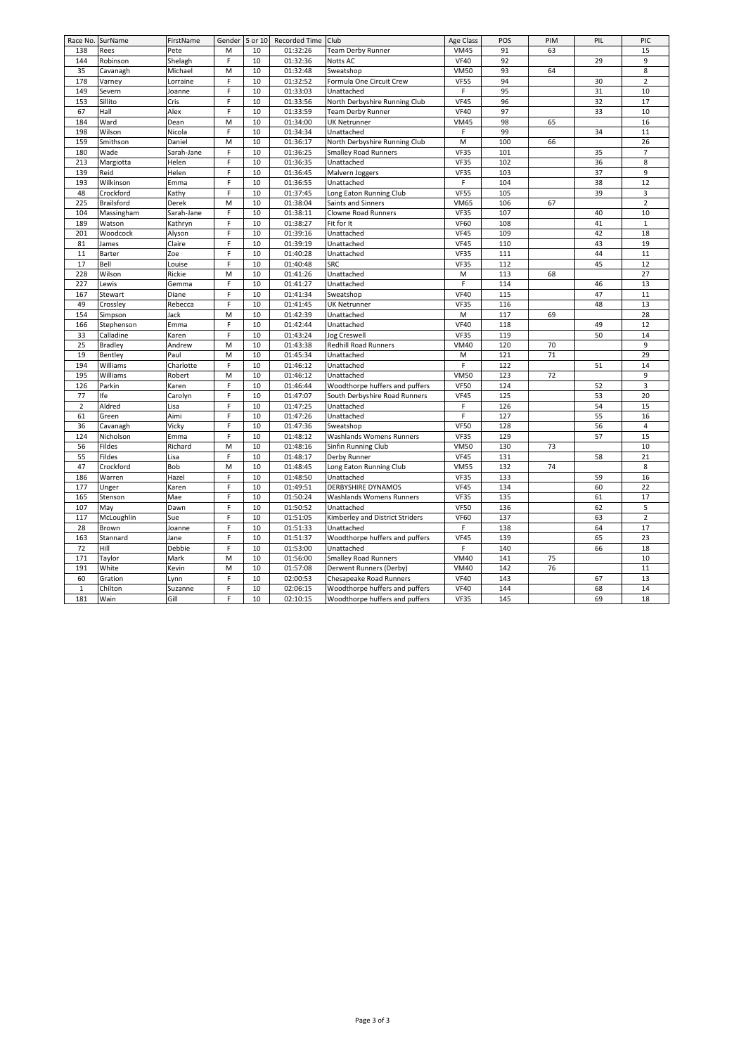| Race No. | SurName | FirstName | Gender | 5 or 10 | Recorded Time | Club | Age Class | POS | PIM | PIL | PIC |
|---|---|---|---|---|---|---|---|---|---|---|---|
| 138 | Rees | Pete | M | 10 | 01:32:26 | Team Derby Runner | VM45 | 91 | 63 | | 15 |
| 144 | Robinson | Shelagh | F | 10 | 01:32:36 | Notts AC | VF40 | 92 | | 29 | 9 |
| 35 | Cavanagh | Michael | M | 10 | 01:32:48 | Sweatshop | VM50 | 93 | 64 | | 8 |
| 178 | Varney | Lorraine | F | 10 | 01:32:52 | Formula One Circuit Crew | VF55 | 94 | | 30 | 2 |
| 149 | Severn | Joanne | F | 10 | 01:33:03 | Unattached | F | 95 | | 31 | 10 |
| 153 | Sillito | Cris | F | 10 | 01:33:56 | North Derbyshire Running Club | VF45 | 96 | | 32 | 17 |
| 67 | Hall | Alex | F | 10 | 01:33:59 | Team Derby Runner | VF40 | 97 | | 33 | 10 |
| 184 | Ward | Dean | M | 10 | 01:34:00 | UK Netrunner | VM45 | 98 | 65 | | 16 |
| 198 | Wilson | Nicola | F | 10 | 01:34:34 | Unattached | F | 99 | | 34 | 11 |
| 159 | Smithson | Daniel | M | 10 | 01:36:17 | North Derbyshire Running Club | M | 100 | 66 | | 26 |
| 180 | Wade | Sarah-Jane | F | 10 | 01:36:25 | Smalley Road Runners | VF35 | 101 | | 35 | 7 |
| 213 | Margiotta | Helen | F | 10 | 01:36:35 | Unattached | VF35 | 102 | | 36 | 8 |
| 139 | Reid | Helen | F | 10 | 01:36:45 | Malvern Joggers | VF35 | 103 | | 37 | 9 |
| 193 | Wilkinson | Emma | F | 10 | 01:36:55 | Unattached | F | 104 | | 38 | 12 |
| 48 | Crockford | Kathy | F | 10 | 01:37:45 | Long Eaton Running Club | VF55 | 105 | | 39 | 3 |
| 225 | Brailsford | Derek | M | 10 | 01:38:04 | Saints and Sinners | VM65 | 106 | 67 | | 2 |
| 104 | Massingham | Sarah-Jane | F | 10 | 01:38:11 | Clowne Road Runners | VF35 | 107 | | 40 | 10 |
| 189 | Watson | Kathryn | F | 10 | 01:38:27 | Fit for It | VF60 | 108 | | 41 | 1 |
| 201 | Woodcock | Alyson | F | 10 | 01:39:16 | Unattached | VF45 | 109 | | 42 | 18 |
| 81 | James | Claire | F | 10 | 01:39:19 | Unattached | VF45 | 110 | | 43 | 19 |
| 11 | Barter | Zoe | F | 10 | 01:40:28 | Unattached | VF35 | 111 | | 44 | 11 |
| 17 | Bell | Louise | F | 10 | 01:40:48 | SRC | VF35 | 112 | | 45 | 12 |
| 228 | Wilson | Rickie | M | 10 | 01:41:26 | Unattached | M | 113 | 68 | | 27 |
| 227 | Lewis | Gemma | F | 10 | 01:41:27 | Unattached | F | 114 | | 46 | 13 |
| 167 | Stewart | Diane | F | 10 | 01:41:34 | Sweatshop | VF40 | 115 | | 47 | 11 |
| 49 | Crossley | Rebecca | F | 10 | 01:41:45 | UK Netrunner | VF35 | 116 | | 48 | 13 |
| 154 | Simpson | Jack | M | 10 | 01:42:39 | Unattached | M | 117 | 69 | | 28 |
| 166 | Stephenson | Emma | F | 10 | 01:42:44 | Unattached | VF40 | 118 | | 49 | 12 |
| 33 | Calladine | Karen | F | 10 | 01:43:24 | Jog Creswell | VF35 | 119 | | 50 | 14 |
| 25 | Bradley | Andrew | M | 10 | 01:43:38 | Redhill Road Runners | VM40 | 120 | 70 | | 9 |
| 19 | Bentley | Paul | M | 10 | 01:45:34 | Unattached | M | 121 | 71 | | 29 |
| 194 | Williams | Charlotte | F | 10 | 01:46:12 | Unattached | F | 122 | | 51 | 14 |
| 195 | Williams | Robert | M | 10 | 01:46:12 | Unattached | VM50 | 123 | 72 | | 9 |
| 126 | Parkin | Karen | F | 10 | 01:46:44 | Woodthorpe huffers and puffers | VF50 | 124 | | 52 | 3 |
| 77 | Ife | Carolyn | F | 10 | 01:47:07 | South Derbyshire Road Runners | VF45 | 125 | | 53 | 20 |
| 2 | Aldred | Lisa | F | 10 | 01:47:25 | Unattached | F | 126 | | 54 | 15 |
| 61 | Green | Aimi | F | 10 | 01:47:26 | Unattached | F | 127 | | 55 | 16 |
| 36 | Cavanagh | Vicky | F | 10 | 01:47:36 | Sweatshop | VF50 | 128 | | 56 | 4 |
| 124 | Nicholson | Emma | F | 10 | 01:48:12 | Washlands Womens Runners | VF35 | 129 | | 57 | 15 |
| 56 | Fildes | Richard | M | 10 | 01:48:16 | Sinfin Running Club | VM50 | 130 | 73 | | 10 |
| 55 | Fildes | Lisa | F | 10 | 01:48:17 | Derby Runner | VF45 | 131 | | 58 | 21 |
| 47 | Crockford | Bob | M | 10 | 01:48:45 | Long Eaton Running Club | VM55 | 132 | 74 | | 8 |
| 186 | Warren | Hazel | F | 10 | 01:48:50 | Unattached | VF35 | 133 | | 59 | 16 |
| 177 | Unger | Karen | F | 10 | 01:49:51 | DERBYSHIRE DYNAMOS | VF45 | 134 | | 60 | 22 |
| 165 | Stenson | Mae | F | 10 | 01:50:24 | Washlands Womens Runners | VF35 | 135 | | 61 | 17 |
| 107 | May | Dawn | F | 10 | 01:50:52 | Unattached | VF50 | 136 | | 62 | 5 |
| 117 | McLoughlin | Sue | F | 10 | 01:51:05 | Kimberley and District Striders | VF60 | 137 | | 63 | 2 |
| 28 | Brown | Joanne | F | 10 | 01:51:33 | Unattached | F | 138 | | 64 | 17 |
| 163 | Stannard | Jane | F | 10 | 01:51:37 | Woodthorpe huffers and puffers | VF45 | 139 | | 65 | 23 |
| 72 | Hill | Debbie | F | 10 | 01:53:00 | Unattached | F | 140 | | 66 | 18 |
| 171 | Taylor | Mark | M | 10 | 01:56:00 | Smalley Road Runners | VM40 | 141 | 75 | | 10 |
| 191 | White | Kevin | M | 10 | 01:57:08 | Derwent Runners (Derby) | VM40 | 142 | 76 | | 11 |
| 60 | Gration | Lynn | F | 10 | 02:00:53 | Chesapeake Road Runners | VF40 | 143 | | 67 | 13 |
| 1 | Chilton | Suzanne | F | 10 | 02:06:15 | Woodthorpe huffers and puffers | VF40 | 144 | | 68 | 14 |
| 181 | Wain | Gill | F | 10 | 02:10:15 | Woodthorpe huffers and puffers | VF35 | 145 | | 69 | 18 |